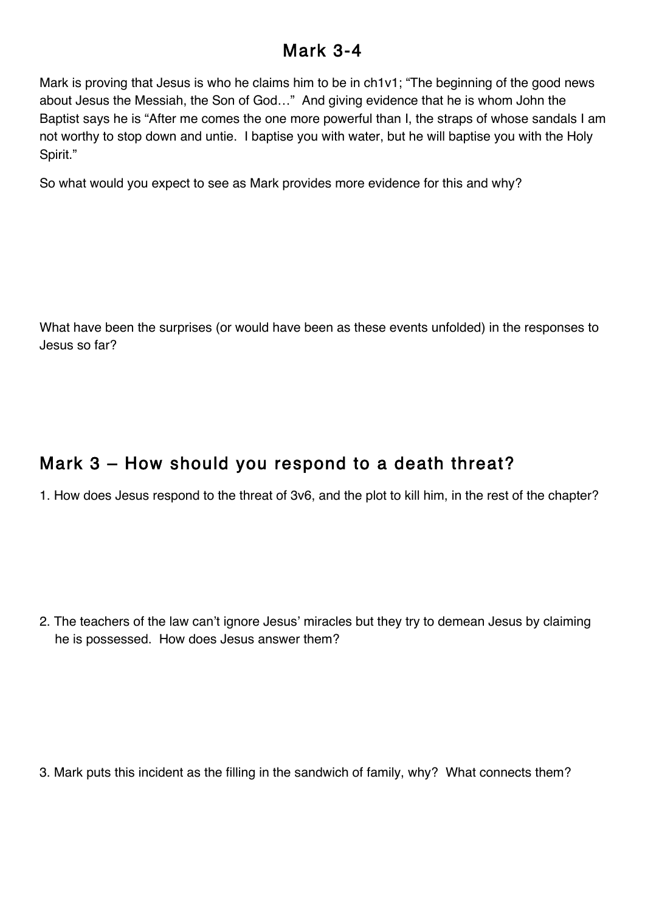# Mark 3-4

Mark is proving that Jesus is who he claims him to be in ch1v1; “The beginning of the good news about Jesus the Messiah, the Son of God…” And giving evidence that he is whom John the Baptist says he is “After me comes the one more powerful than I, the straps of whose sandals I am not worthy to stop down and untie. I baptise you with water, but he will baptise you with the Holy Spirit.”

So what would you expect to see as Mark provides more evidence for this and why?

What have been the surprises (or would have been as these events unfolded) in the responses to Jesus so far?

## Mark 3 – How should you respond to a death threat?

1. How does Jesus respond to the threat of 3v6, and the plot to kill him, in the rest of the chapter?

2. The teachers of the law can’t ignore Jesus’ miracles but they try to demean Jesus by claiming he is possessed. How does Jesus answer them?

3. Mark puts this incident as the filling in the sandwich of family, why? What connects them?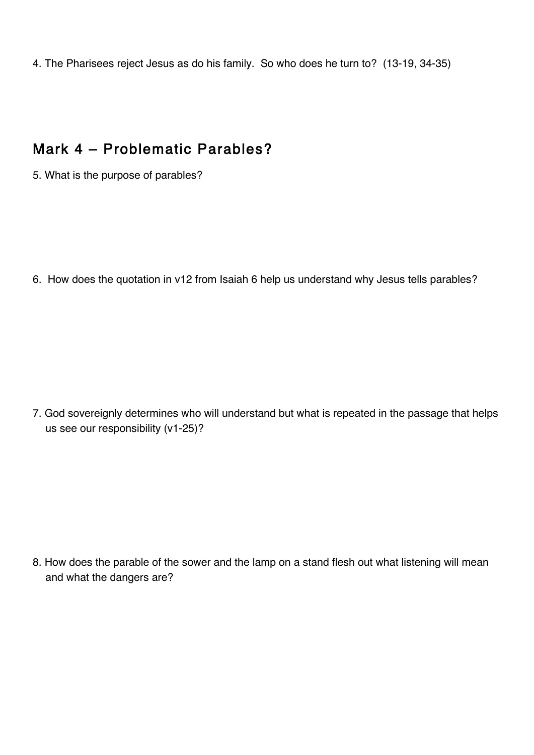4. The Pharisees reject Jesus as do his family. So who does he turn to? (13-19, 34-35)

## Mark 4 – Problematic Parables?

5. What is the purpose of parables?

6. How does the quotation in v12 from Isaiah 6 help us understand why Jesus tells parables?

7. God sovereignly determines who will understand but what is repeated in the passage that helps us see our responsibility (v1-25)?

8. How does the parable of the sower and the lamp on a stand flesh out what listening will mean and what the dangers are?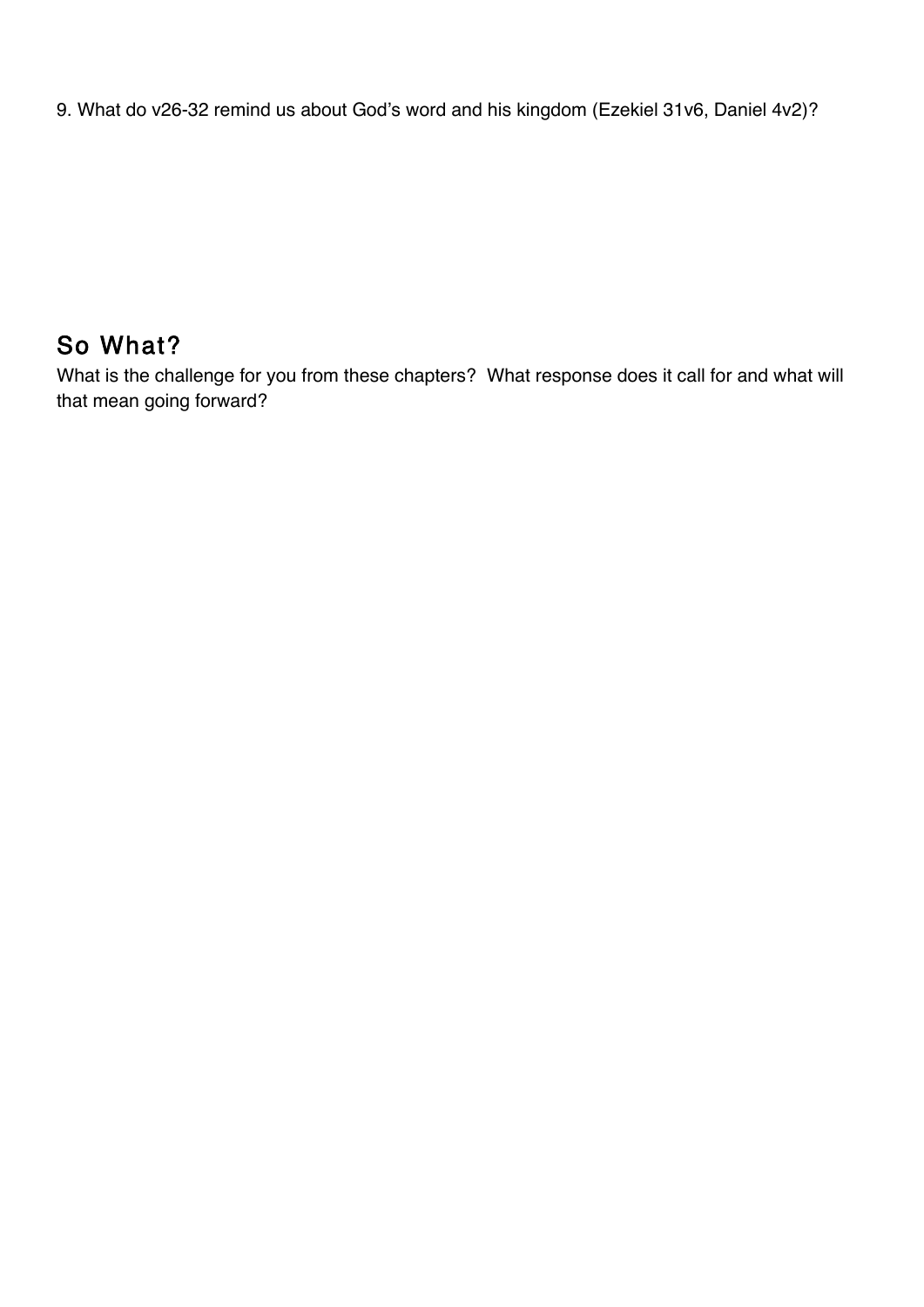9. What do v26-32 remind us about God's word and his kingdom (Ezekiel 31v6, Daniel 4v2)?

## So What?

What is the challenge for you from these chapters? What response does it call for and what will that mean going forward?